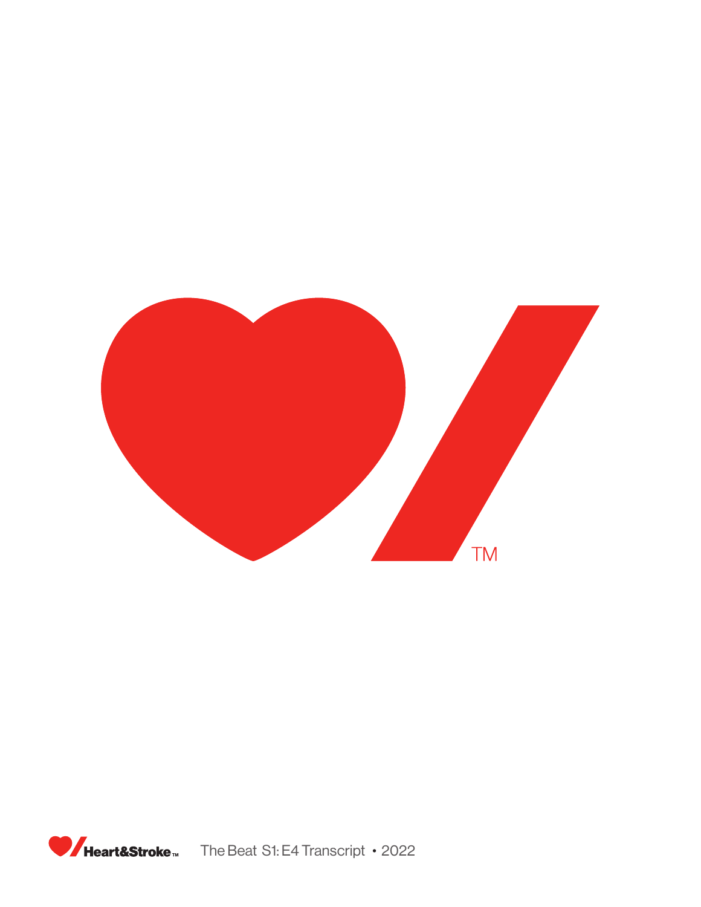The Beat S1: E4 Transcript • 2022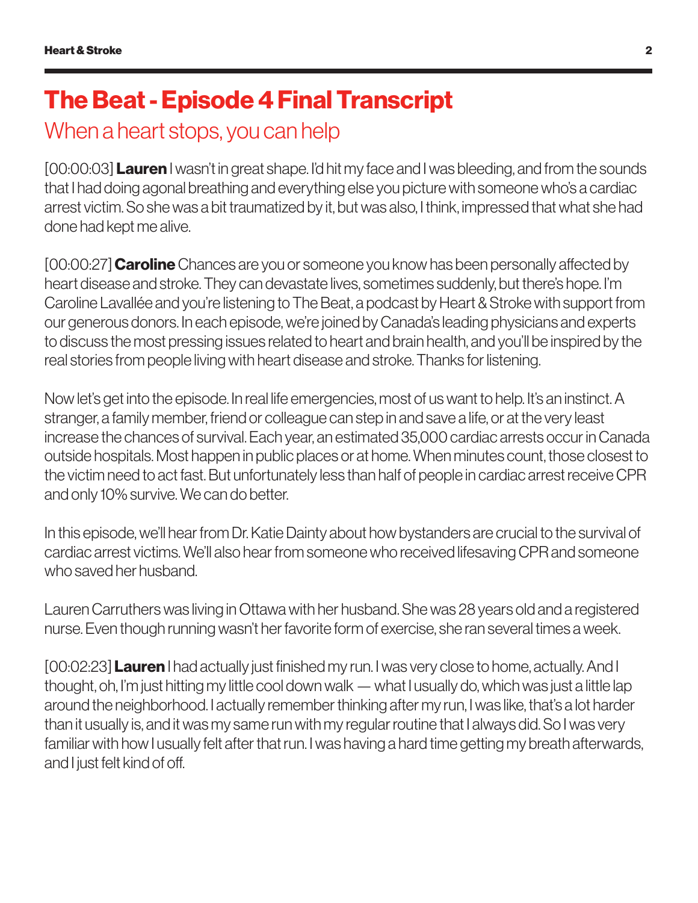# The Beat - Episode 4 Final Transcript

## When a heart stops, you can help

[00:00:03] **Lauren** I wasn't in great shape. I'd hit my face and I was bleeding, and from the sounds that I had doing agonal breathing and everything else you picture with someone who's a cardiac arrest victim. So she was a bit traumatized by it, but was also, I think, impressed that what she had done had kept me alive.

[00:00:27] **Caroline** Chances are you or someone you know has been personally affected by heart disease and stroke. They can devastate lives, sometimes suddenly, but there's hope. I'm Caroline Lavallée and you're listening to The Beat, a podcast by Heart & Stroke with support from our generous donors. In each episode, we're joined by Canada's leading physicians and experts to discuss the most pressing issues related to heart and brain health, and you'll be inspired by the real stories from people living with heart disease and stroke. Thanks for listening.

Now let's get into the episode. In real life emergencies, most of us want to help. It's an instinct. A stranger, a family member, friend or colleague can step in and save a life, or at the very least increase the chances of survival. Each year, an estimated 35,000 cardiac arrests occur in Canada outside hospitals. Most happen in public places or at home. When minutes count, those closest to the victim need to act fast. But unfortunately less than half of people in cardiac arrest receive CPR and only 10% survive. We can do better.

In this episode, we'll hear from Dr. Katie Dainty about how bystanders are crucial to the survival of cardiac arrest victims. We'll also hear from someone who received lifesaving CPR and someone who saved her husband.

Lauren Carruthers was living in Ottawa with her husband. She was 28 years old and a registered nurse. Even though running wasn't her favorite form of exercise, she ran several times a week.

[00:02:23] **Lauren** I had actually just finished my run. I was very close to home, actually. And I thought, oh, I'm just hitting my little cool down walk — what I usually do, which was just a little lap around the neighborhood. I actually remember thinking after my run, I was like, that's a lot harder than it usually is, and it was my same run with my regular routine that I always did. So I was very familiar with how I usually felt after that run. I was having a hard time getting my breath afterwards, and I just felt kind of off.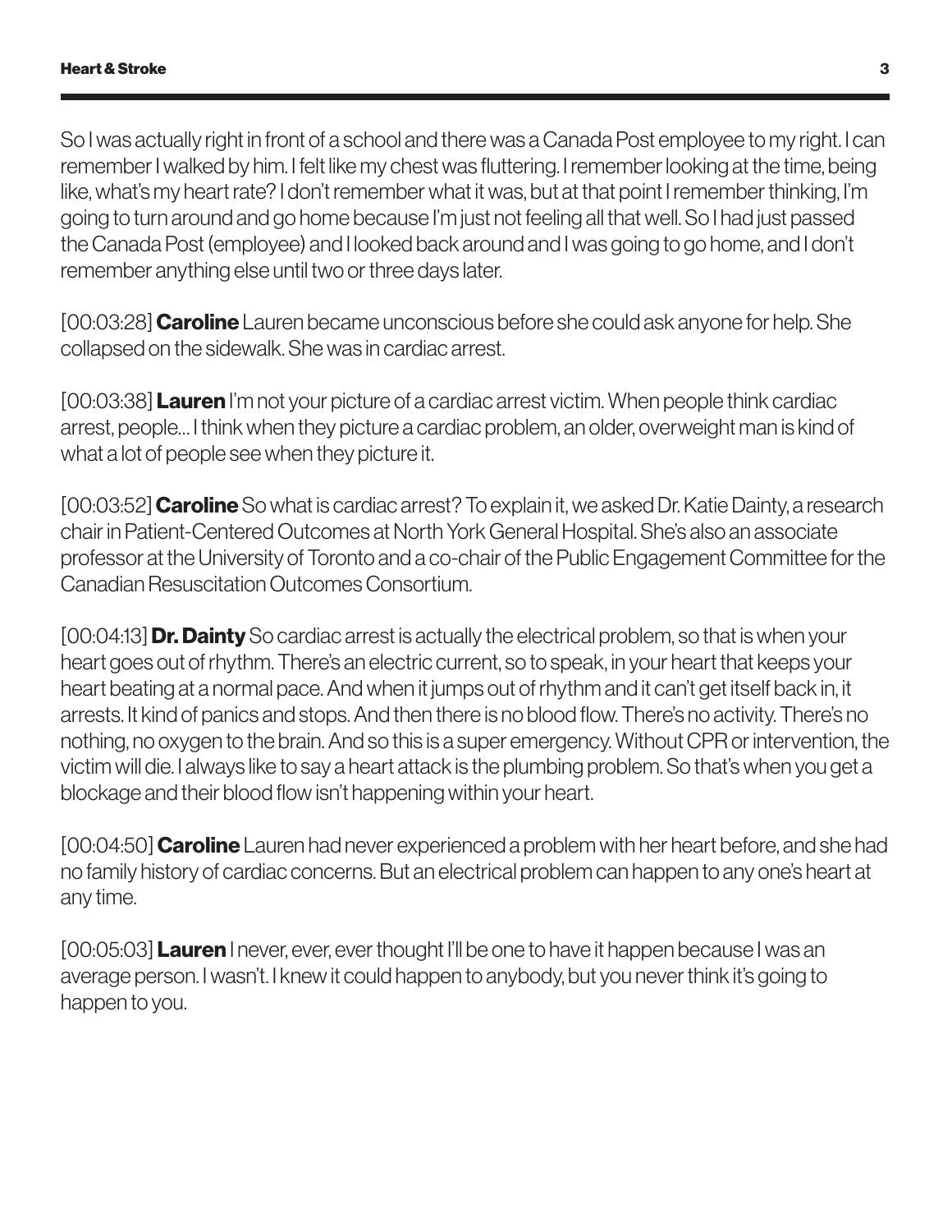So I was actually right in front of a school and there was a Canada Post employee to my right. I can remember I walked by him. I felt like my chest was fluttering. I remember looking at the time, being like, what's my heart rate? I don't remember what it was, but at that point I remember thinking, I'm going to turn around and go home because I'm just not feeling all that well. So I had just passed the Canada Post (employee) and I looked back around and I was going to go home, and I don't remember anything else until two or three days later.

[00:03:28] **Caroline** Lauren became unconscious before she could ask anyone for help. She collapsed on the sidewalk. She was in cardiac arrest.

[00:03:38] **Lauren** I'm not your picture of a cardiac arrest victim. When people think cardiac arrest, people... I think when they picture a cardiac problem, an older, overweight man is kind of what a lot of people see when they picture it.

[00:03:52] **Caroline** So what is cardiac arrest? To explain it, we asked Dr. Katie Dainty, a research chair in Patient-Centered Outcomes at North York General Hospital. She's also an associate professor at the University of Toronto and a co-chair of the Public Engagement Committee for the Canadian Resuscitation Outcomes Consortium.

[00:04:13] **Dr. Dainty** So cardiac arrest is actually the electrical problem, so that is when your heart goes out of rhythm. There's an electric current, so to speak, in your heart that keeps your heart beating at a normal pace. And when it jumps out of rhythm and it can't get itself back in, it arrests. It kind of panics and stops. And then there is no blood flow. There's no activity. There's no nothing, no oxygen to the brain. And so this is a super emergency. Without CPR or intervention, the victim will die. I always like to say a heart attack is the plumbing problem. So that's when you get a blockage and their blood flow isn't happening within your heart.

[00:04:50] **Caroline** Lauren had never experienced a problem with her heart before, and she had no family history of cardiac concerns. But an electrical problem can happen to any one's heart at any time.

[00:05:03] **Lauren** I never, ever, ever thought I'll be one to have it happen because I was an average person. I wasn't. I knew it could happen to anybody, but you never think it's going to happen to you.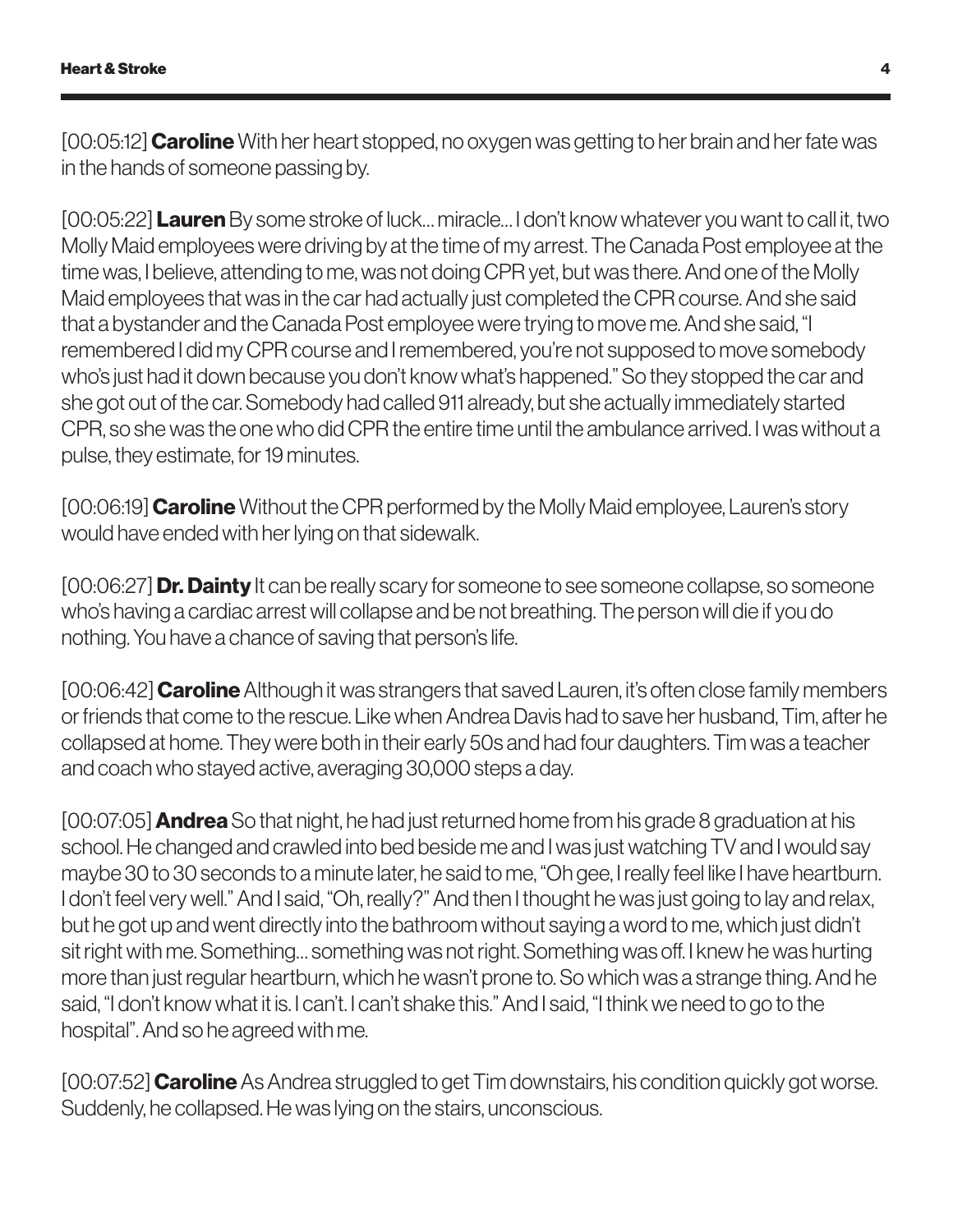[00:05:12] **Caroline** With her heart stopped, no oxygen was getting to her brain and her fate was in the hands of someone passing by.

[00:05:22] **Lauren** By some stroke of luck... miracle... I don't know whatever you want to call it, two Molly Maid employees were driving by at the time of my arrest. The Canada Post employee at the time was, I believe, attending to me, was not doing CPR yet, but was there. And one of the Molly Maid employees that was in the car had actually just completed the CPR course. And she said that a bystander and the Canada Post employee were trying to move me. And she said, "I remembered I did my CPR course and I remembered, you're not supposed to move somebody who's just had it down because you don't know what's happened." So they stopped the car and she got out of the car. Somebody had called 911 already, but she actually immediately started CPR, so she was the one who did CPR the entire time until the ambulance arrived. I was without a pulse, they estimate, for 19 minutes.

[00:06:19] **Caroline** Without the CPR performed by the Molly Maid employee, Lauren's story would have ended with her lying on that sidewalk.

[00:06:27] **Dr. Dainty** It can be really scary for someone to see someone collapse, so someone who's having a cardiac arrest will collapse and be not breathing. The person will die if you do nothing. You have a chance of saving that person's life.

[00:06:42] **Caroline** Although it was strangers that saved Lauren, it's often close family members or friends that come to the rescue. Like when Andrea Davis had to save her husband, Tim, after he collapsed at home. They were both in their early 50s and had four daughters. Tim was a teacher and coach who stayed active, averaging 30,000 steps a day.

[00:07:05] **Andrea** So that night, he had just returned home from his grade 8 graduation at his school. He changed and crawled into bed beside me and I was just watching TV and I would say maybe 30 to 30 seconds to a minute later, he said to me, "Oh gee, I really feel like I have heartburn. I don't feel very well." And I said, "Oh, really?" And then I thought he was just going to lay and relax, but he got up and went directly into the bathroom without saying a word to me, which just didn't sit right with me. Something... something was not right. Something was off. I knew he was hurting more than just regular heartburn, which he wasn't prone to. So which was a strange thing. And he said, "I don't know what it is. I can't. I can't shake this." And I said, "I think we need to go to the hospital". And so he agreed with me.

[00:07:52] **Caroline** As Andrea struggled to get Tim downstairs, his condition quickly got worse. Suddenly, he collapsed. He was lying on the stairs, unconscious.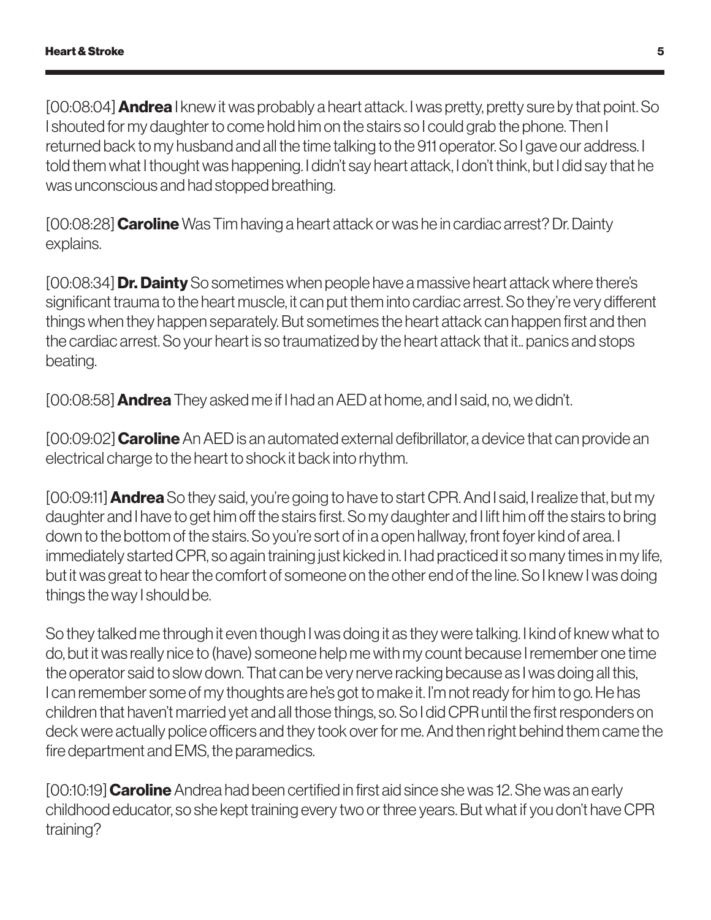[00:08:04] **Andrea** I knew it was probably a heart attack. I was pretty, pretty sure by that point. So I shouted for my daughter to come hold him on the stairs so I could grab the phone. Then I returned back to my husband and all the time talking to the 911 operator. So I gave our address. I told them what I thought was happening. I didn't say heart attack, I don't think, but I did say that he was unconscious and had stopped breathing.

[00:08:28] **Caroline** Was Tim having a heart attack or was he in cardiac arrest? Dr. Dainty explains.

[00:08:34] **Dr. Dainty** So sometimes when people have a massive heart attack where there's significant trauma to the heart muscle, it can put them into cardiac arrest. So they're very different things when they happen separately. But sometimes the heart attack can happen first and then the cardiac arrest. So your heart is so traumatized by the heart attack that it.. panics and stops beating.

[00:08:58] **Andrea** They asked me if I had an AED at home, and I said, no, we didn't.

[00:09:02] **Caroline** An AED is an automated external defibrillator, a device that can provide an electrical charge to the heart to shock it back into rhythm.

[00:09:11] **Andrea** So they said, you're going to have to start CPR. And I said, I realize that, but my daughter and I have to get him off the stairs first. So my daughter and I lift him off the stairs to bring down to the bottom of the stairs. So you're sort of in a open hallway, front foyer kind of area. I immediately started CPR, so again training just kicked in. I had practiced it so many times in my life, but it was great to hear the comfort of someone on the other end of the line. So I knew I was doing things the way I should be.

So they talked me through it even though I was doing it as they were talking. I kind of knew what to do, but it was really nice to (have) someone help me with my count because I remember one time the operator said to slow down. That can be very nerve racking because as I was doing all this, I can remember some of my thoughts are he's got to make it. I'm not ready for him to go. He has children that haven't married yet and all those things, so. So I did CPR until the first responders on deck were actually police officers and they took over for me. And then right behind them came the fire department and EMS, the paramedics.

[00:10:19] **Caroline** Andrea had been certified in first aid since she was 12. She was an early childhood educator, so she kept training every two or three years. But what if you don't have CPR training?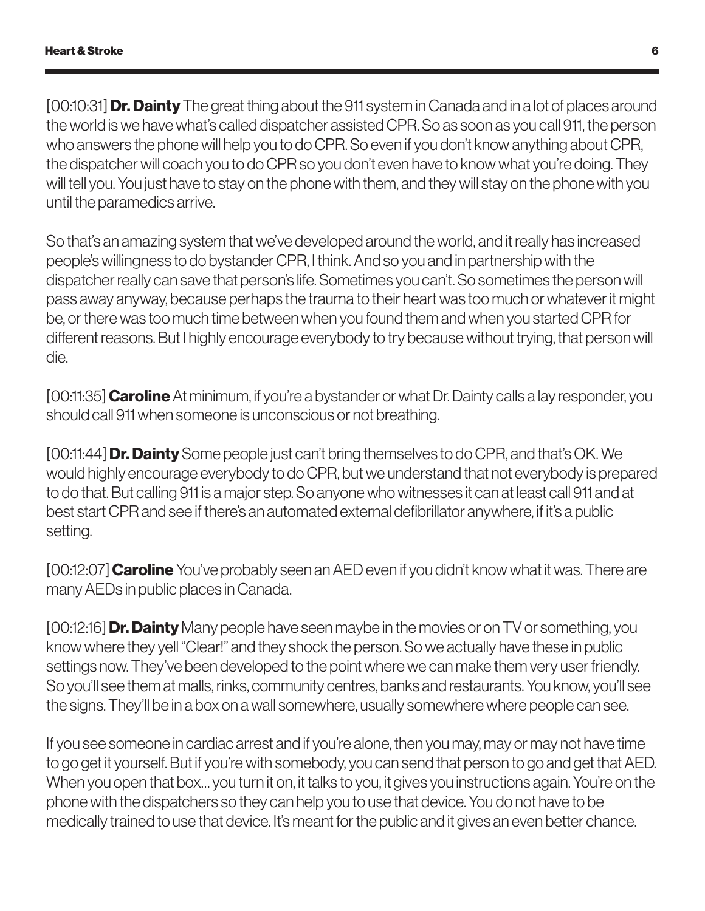[00:10:31] **Dr. Dainty** The great thing about the 911 system in Canada and in a lot of places around the world is we have what's called dispatcher assisted CPR. So as soon as you call 911, the person who answers the phone will help you to do CPR. So even if you don't know anything about CPR, the dispatcher will coach you to do CPR so you don't even have to know what you're doing. They will tell you. You just have to stay on the phone with them, and they will stay on the phone with you until the paramedics arrive.

So that's an amazing system that we've developed around the world, and it really has increased people's willingness to do bystander CPR, I think. And so you and in partnership with the dispatcher really can save that person's life. Sometimes you can't. So sometimes the person will pass away anyway, because perhaps the trauma to their heart was too much or whatever it might be, or there was too much time between when you found them and when you started CPR for different reasons. But I highly encourage everybody to try because without trying, that person will die.

[00:11:35] **Caroline** At minimum, if you're a bystander or what Dr. Dainty calls a lay responder, you should call 911 when someone is unconscious or not breathing.

[00:11:44] **Dr. Dainty** Some people just can't bring themselves to do CPR, and that's OK. We would highly encourage everybody to do CPR, but we understand that not everybody is prepared to do that. But calling 911 is a major step. So anyone who witnesses it can at least call 911 and at best start CPR and see if there's an automated external defibrillator anywhere, if it's a public setting.

[00:12:07] **Caroline** You've probably seen an AED even if you didn't know what it was. There are many AEDs in public places in Canada.

[00:12:16] **Dr. Dainty** Many people have seen maybe in the movies or on TV or something, you know where they yell "Clear!" and they shock the person. So we actually have these in public settings now. They've been developed to the point where we can make them very user friendly. So you'll see them at malls, rinks, community centres, banks and restaurants. You know, you'll see the signs. They'll be in a box on a wall somewhere, usually somewhere where people can see.

If you see someone in cardiac arrest and if you're alone, then you may, may or may not have time to go get it yourself. But if you're with somebody, you can send that person to go and get that AED. When you open that box... you turn it on, it talks to you, it gives you instructions again. You're on the phone with the dispatchers so they can help you to use that device. You do not have to be medically trained to use that device. It's meant for the public and it gives an even better chance.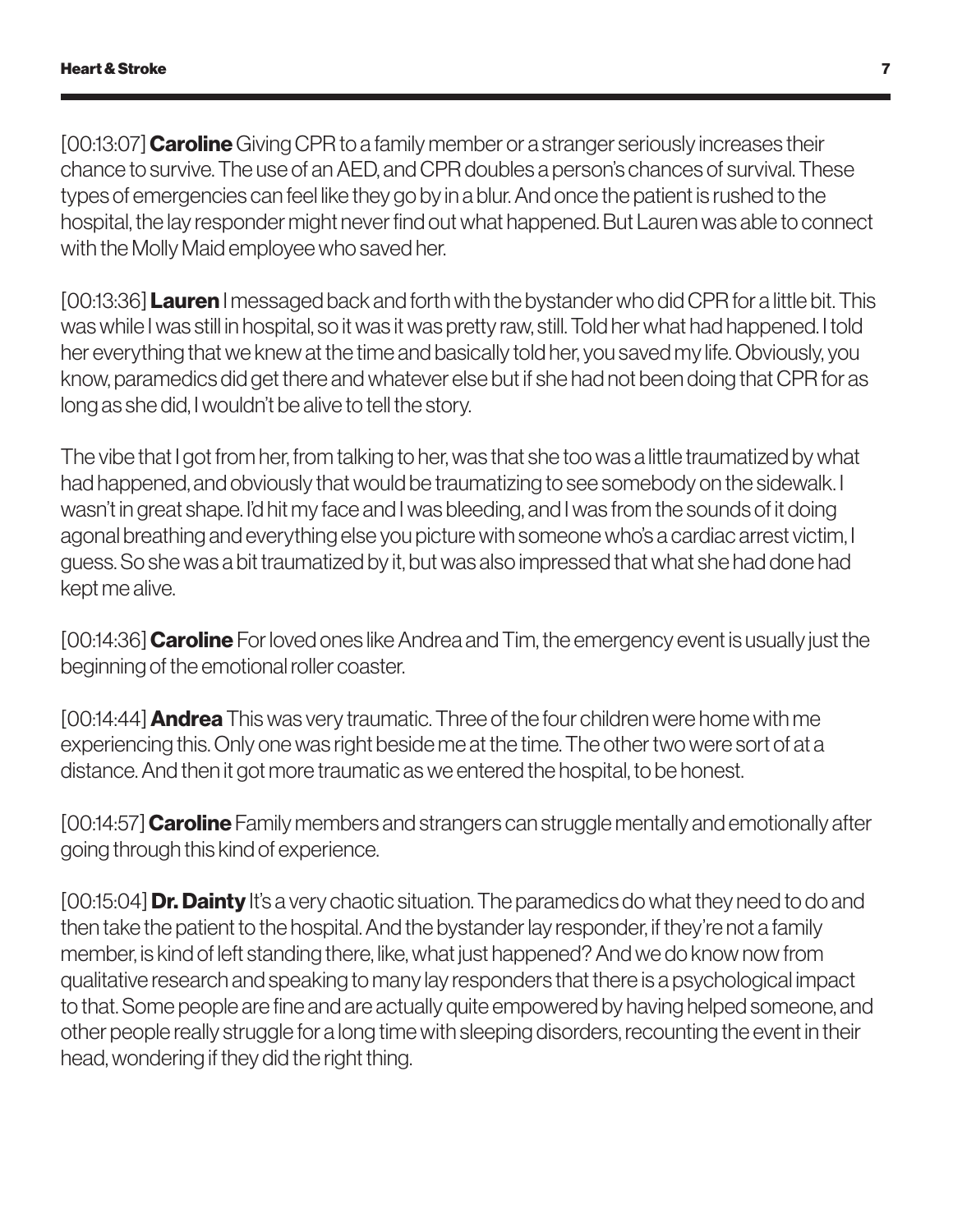[00:13:07] **Caroline** Giving CPR to a family member or a stranger seriously increases their chance to survive. The use of an AED, and CPR doubles a person's chances of survival. These types of emergencies can feel like they go by in a blur. And once the patient is rushed to the hospital, the lay responder might never find out what happened. But Lauren was able to connect with the Molly Maid employee who saved her.

[00:13:36] **Lauren** I messaged back and forth with the bystander who did CPR for a little bit. This was while I was still in hospital, so it was it was pretty raw, still. Told her what had happened. I told her everything that we knew at the time and basically told her, you saved my life. Obviously, you know, paramedics did get there and whatever else but if she had not been doing that CPR for as long as she did, I wouldn't be alive to tell the story.

The vibe that I got from her, from talking to her, was that she too was a little traumatized by what had happened, and obviously that would be traumatizing to see somebody on the sidewalk. I wasn't in great shape. I'd hit my face and I was bleeding, and I was from the sounds of it doing agonal breathing and everything else you picture with someone who's a cardiac arrest victim, I guess. So she was a bit traumatized by it, but was also impressed that what she had done had kept me alive.

[00:14:36] **Caroline** For loved ones like Andrea and Tim, the emergency event is usually just the beginning of the emotional roller coaster.

[00:14:44] **Andrea** This was very traumatic. Three of the four children were home with me experiencing this. Only one was right beside me at the time. The other two were sort of at a distance. And then it got more traumatic as we entered the hospital, to be honest.

[00:14:57] **Caroline** Family members and strangers can struggle mentally and emotionally after going through this kind of experience.

[00:15:04] **Dr. Dainty** It's a very chaotic situation. The paramedics do what they need to do and then take the patient to the hospital. And the bystander lay responder, if they're not a family member, is kind of left standing there, like, what just happened? And we do know now from qualitative research and speaking to many lay responders that there is a psychological impact to that. Some people are fine and are actually quite empowered by having helped someone, and other people really struggle for a long time with sleeping disorders, recounting the event in their head, wondering if they did the right thing.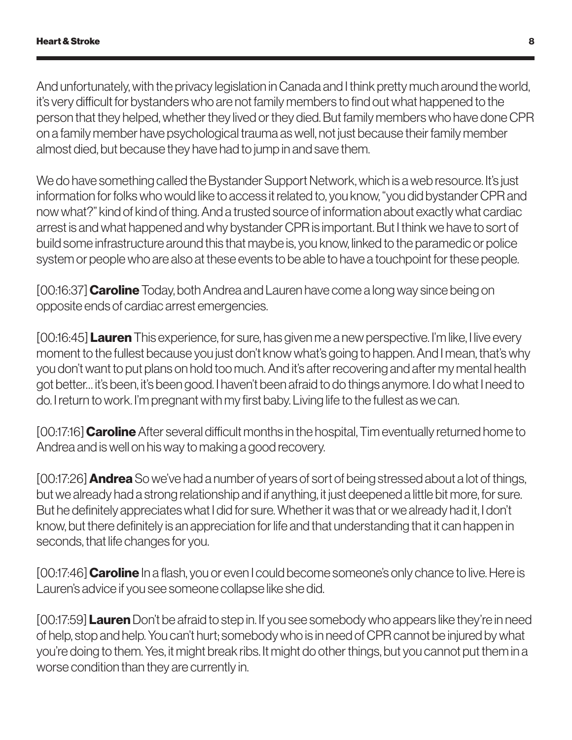And unfortunately, with the privacy legislation in Canada and I think pretty much around the world, it's very difficult for bystanders who are not family members to find out what happened to the person that they helped, whether they lived or they died. But family members who have done CPR on a family member have psychological trauma as well, not just because their family member almost died, but because they have had to jump in and save them.

We do have something called the Bystander Support Network, which is a web resource. It's just information for folks who would like to access it related to, you know, "you did bystander CPR and now what?" kind of kind of thing. And a trusted source of information about exactly what cardiac arrest is and what happened and why bystander CPR is important. But I think we have to sort of build some infrastructure around this that maybe is, you know, linked to the paramedic or police system or people who are also at these events to be able to have a touchpoint for these people.

[00:16:37] **Caroline** Today, both Andrea and Lauren have come a long way since being on opposite ends of cardiac arrest emergencies.

[00:16:45] **Lauren** This experience, for sure, has given me a new perspective. I'm like, I live every moment to the fullest because you just don't know what's going to happen. And I mean, that's why you don't want to put plans on hold too much. And it's after recovering and after my mental health got better... it's been, it's been good. I haven't been afraid to do things anymore. I do what I need to do. I return to work. I'm pregnant with my first baby. Living life to the fullest as we can.

[00:17:16] **Caroline** After several difficult months in the hospital, Tim eventually returned home to Andrea and is well on his way to making a good recovery.

[00:17:26] **Andrea** So we've had a number of years of sort of being stressed about a lot of things, but we already had a strong relationship and if anything, it just deepened a little bit more, for sure. But he definitely appreciates what I did for sure. Whether it was that or we already had it, I don't know, but there definitely is an appreciation for life and that understanding that it can happen in seconds, that life changes for you.

[00:17:46] **Caroline** In a flash, you or even I could become someone's only chance to live. Here is Lauren's advice if you see someone collapse like she did.

[00:17:59] **Lauren** Don't be afraid to step in. If you see somebody who appears like they're in need of help, stop and help. You can't hurt; somebody who is in need of CPR cannot be injured by what you're doing to them. Yes, it might break ribs. It might do other things, but you cannot put them in a worse condition than they are currently in.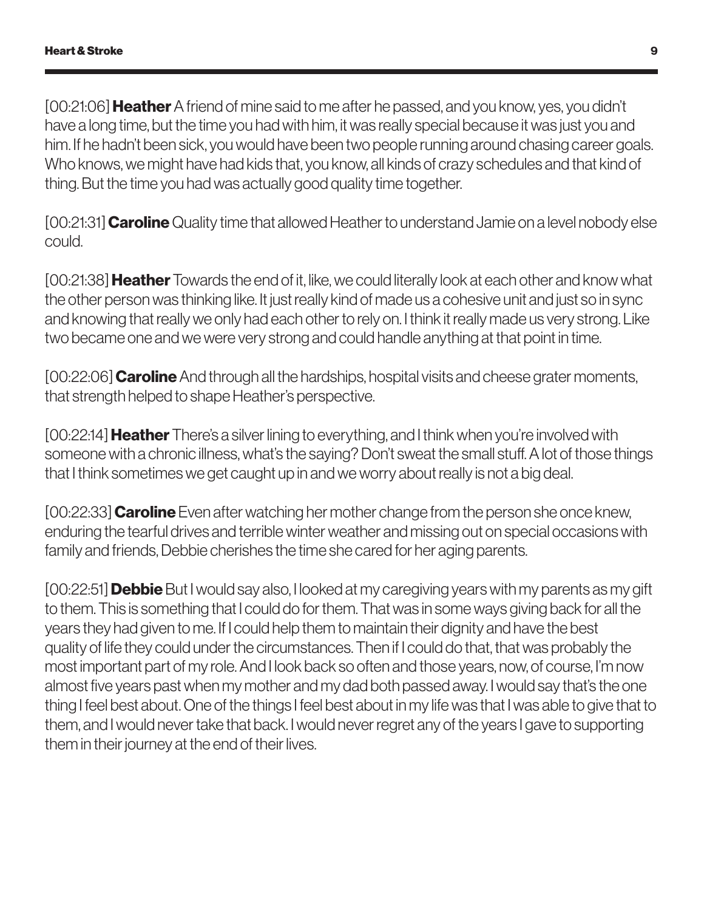[00:21:06] **Heather** A friend of mine said to me after he passed, and you know, yes, you didn't have a long time, but the time you had with him, it was really special because it was just you and him. If he hadn't been sick, you would have been two people running around chasing career goals. Who knows, we might have had kids that, you know, all kinds of crazy schedules and that kind of thing. But the time you had was actually good quality time together.

[00:21:31] **Caroline** Quality time that allowed Heather to understand Jamie on a level nobody else could.

[00:21:38] **Heather** Towards the end of it, like, we could literally look at each other and know what the other person was thinking like. It just really kind of made us a cohesive unit and just so in sync and knowing that really we only had each other to rely on. I think it really made us very strong. Like two became one and we were very strong and could handle anything at that point in time.

[00:22:06] **Caroline** And through all the hardships, hospital visits and cheese grater moments, that strength helped to shape Heather's perspective.

[00:22:14] **Heather** There's a silver lining to everything, and I think when you're involved with someone with a chronic illness, what's the saying? Don't sweat the small stuff. A lot of those things that I think sometimes we get caught up in and we worry about really is not a big deal.

[00:22:33] **Caroline** Even after watching her mother change from the person she once knew, enduring the tearful drives and terrible winter weather and missing out on special occasions with family and friends, Debbie cherishes the time she cared for her aging parents.

[00:22:51] **Debbie** But I would say also, I looked at my caregiving years with my parents as my gift to them. This is something that I could do for them. That was in some ways giving back for all the years they had given to me. If I could help them to maintain their dignity and have the best quality of life they could under the circumstances. Then if I could do that, that was probably the most important part of my role. And I look back so often and those years, now, of course, I'm now almost five years past when my mother and my dad both passed away. I would say that's the one thing I feel best about. One of the things I feel best about in my life was that I was able to give that to them, and I would never take that back. I would never regret any of the years I gave to supporting them in their journey at the end of their lives.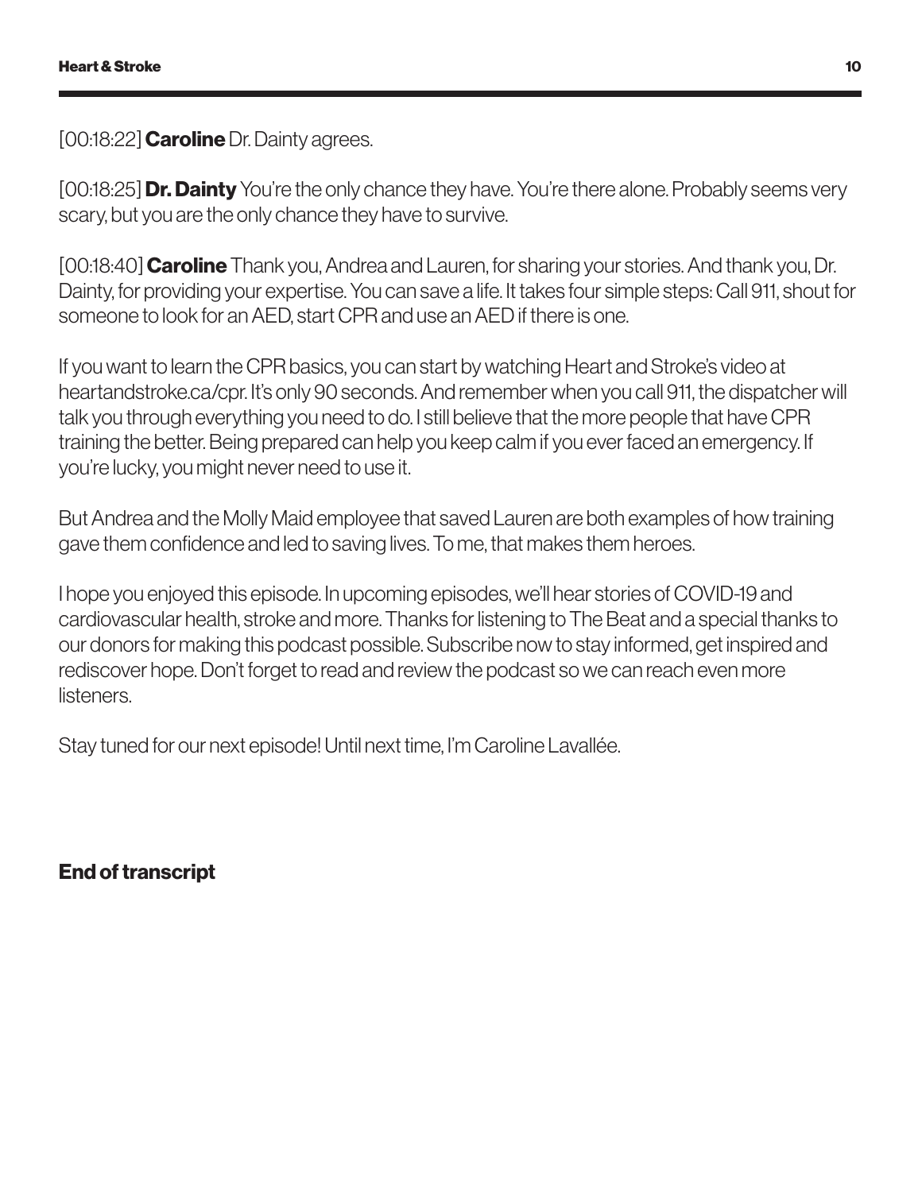[00:18:22] **Caroline** Dr. Dainty agrees.

[00:18:25] **Dr. Dainty** You're the only chance they have. You're there alone. Probably seems very scary, but you are the only chance they have to survive.

[00:18:40] **Caroline** Thank you, Andrea and Lauren, for sharing your stories. And thank you, Dr. Dainty, for providing your expertise. You can save a life. It takes four simple steps: Call 911, shout for someone to look for an AED, start CPR and use an AED if there is one.

If you want to learn the CPR basics, you can start by watching Heart and Stroke's video at heartandstroke.ca/cpr. It's only 90 seconds. And remember when you call 911, the dispatcher will talk you through everything you need to do. I still believe that the more people that have CPR training the better. Being prepared can help you keep calm if you ever faced an emergency. If you're lucky, you might never need to use it.

But Andrea and the Molly Maid employee that saved Lauren are both examples of how training gave them confidence and led to saving lives. To me, that makes them heroes.

I hope you enjoyed this episode. In upcoming episodes, we'll hear stories of COVID-19 and cardiovascular health, stroke and more. Thanks for listening to The Beat and a special thanks to our donors for making this podcast possible. Subscribe now to stay informed, get inspired and rediscover hope. Don't forget to read and review the podcast so we can reach even more listeners.

Stay tuned for our next episode! Until next time, I'm Caroline Lavallée.

**End of transcript**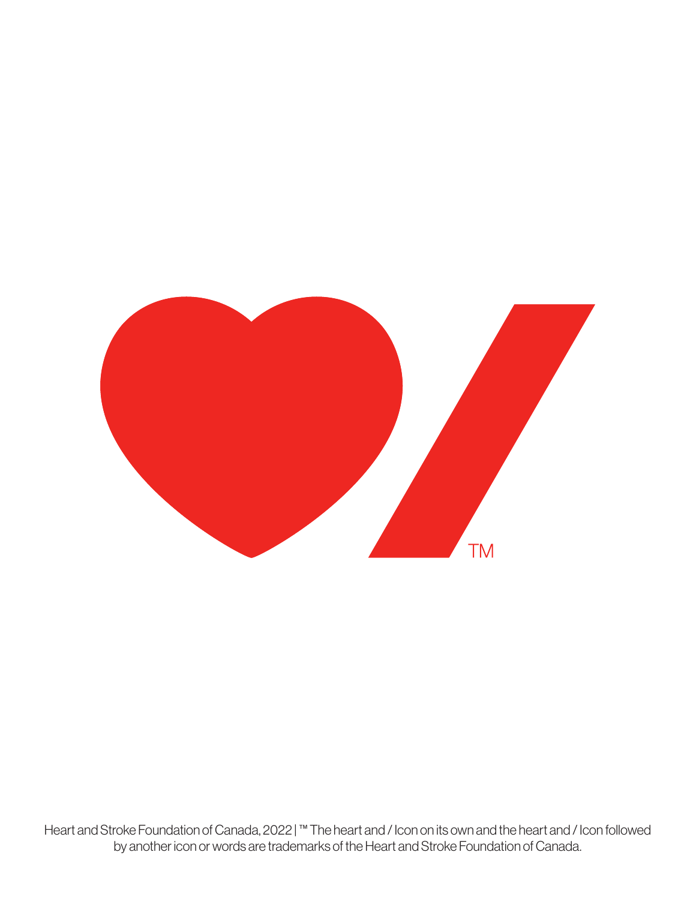TM

Heart and Stroke Foundation of Canada, 2022 | ™ The heart and / Icon on its own and the heart and / Icon followed by another icon or words are trademarks of the Heart and Stroke Foundation of Canada.